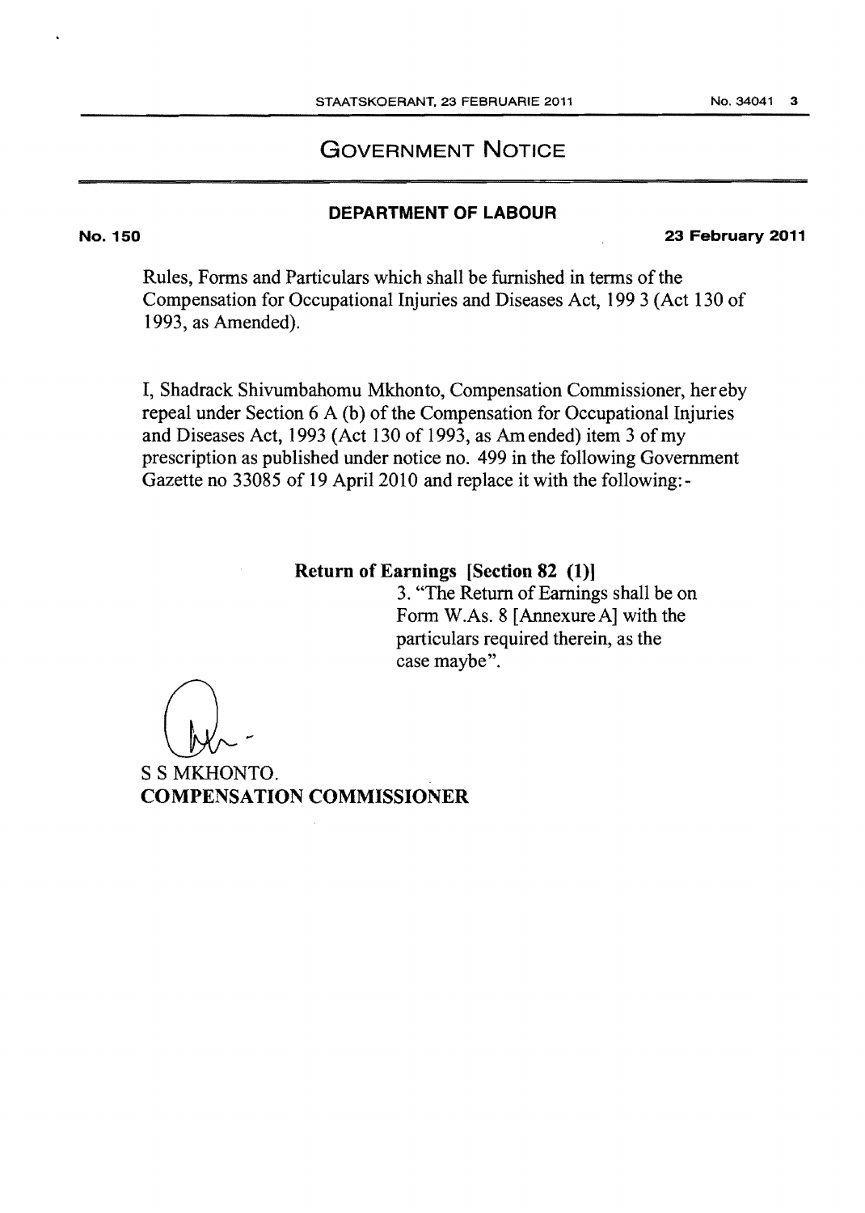# GOVERNMENT NOTICE

## DEPARTMENT OF LABOUR

**No. 150** **23 February 2011**

Rules, Forms and Particulars which shall be furnished in terms of the Compensation for Occupational Injuries and Diseases Act, 199 3 (Act 130 of 1993, as Amended).

I, Shadrack Shivumbahomu Mkhonto, Compensation Commissioner, hereby repeal under Section 6 A (b) of the Compensation for Occupational Injuries and Diseases Act, 1993 (Act 130 of 1993, as Amended) item 3 of my prescription as published under notice no. 499 in the following Government Gazette no 33085 of 19 April 2010 and replace it with the following:-

**Return of Earnings [Section 82 (1)]**

3. "The Return of Earnings shall be on Form W.As. 8 [Annexure A] with the particulars required therein, as the case maybe".

S S MKHONTO.
**COMPENSATION COMMISSIONER**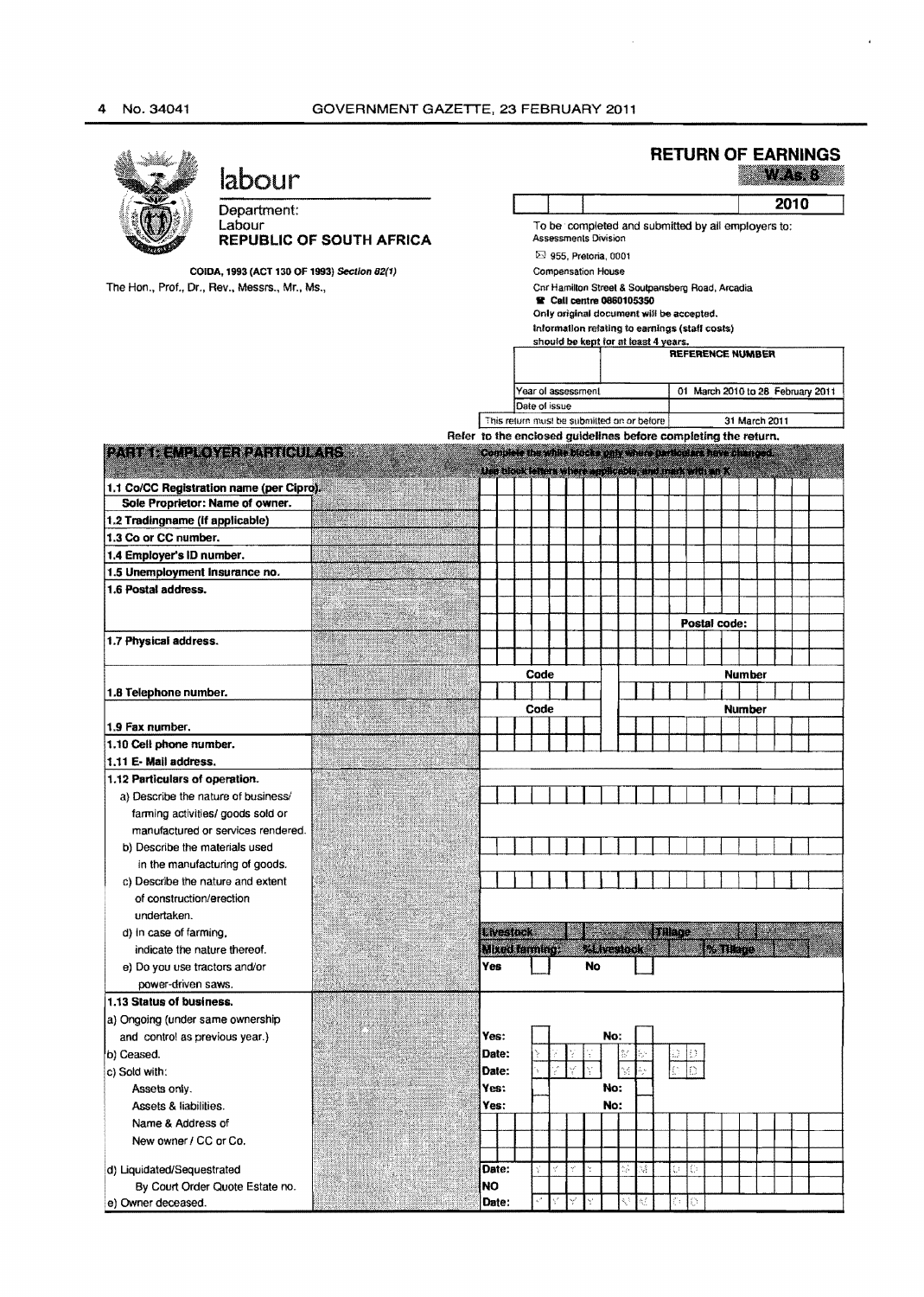# RETURN OF EARNINGS

**W.As. 8**

**labour**

Department:
Labour
**REPUBLIC OF SOUTH AFRICA**

COIDA, 1993 (ACT 130 OF 1993) *Section 82(1)*

The Hon., Prof., Dr., Rev., Messrs., Mr., Ms.,

**2010**

To be completed and submitted by all employers to:
Assessments Division
955, Pretoria, 0001
Compensation House
Cnr Hamilton Street & Soutpansberg Road, Arcadia
**Call centre 0860105350**
**Only original document will be accepted.**
**Information relating to earnings (staff costs) should be kept for at least 4 years.**

| | **REFERENCE NUMBER** |
|---|---|
| Year of assessment | 01 March 2010 to 28 February 2011 |
| Date of issue | |
| This return must be submitted on or before | 31 March 2011 |

**Refer to the enclosed guidelines before completing the return.**

## PART 1: EMPLOYER PARTICULARS

**Complete the white blocks only where particulars have changed.**
**Use block letters where applicable, and mark with an X**

| Field | | |
|---|---|---|
| **1.1 Co/CC Registration name (per Cipro).** | | |
| **Sole Proprietor: Name of owner.** | | |
| **1.2 Tradingname (If applicable)** | | |
| **1.3 Co or CC number.** | | |
| **1.4 Employer's ID number.** | | |
| **1.5 Unemployment Insurance no.** | | |
| **1.6 Postal address.** | | |
| | | Postal code: |
| **1.7 Physical address.** | | |
| | Code | Number |
| **1.8 Telephone number.** | | |
| | Code | Number |
| **1.9 Fax number.** | | |
| **1.10 Cell phone number.** | | |
| **1.11 E- Mail address.** | | |
| **1.12 Particulars of operation.** | | |
| a) Describe the nature of business/ farming activities/ goods sold or manufactured or services rendered. | | |
| b) Describe the materials used in the manufacturing of goods. | | |
| c) Describe the nature and extent of construction/erection undertaken. | | |
| d) In case of farming, indicate the nature thereof. | Livestock / Mixed farming: %Livestock | Tillage / % Tillage |
| e) Do you use tractors and/or power-driven saws. | Yes | No |
| **1.13 Status of business.** | | |
| a) Ongoing (under same ownership and control as previous year.) | Yes: | No: |
| b) Ceased. | Date: Y Y Y Y M M D D | |
| c) Sold with: | Date: Y Y Y Y M M D D | |
| Assets only. | Yes: | No: |
| Assets & liabilities. | Yes: | No: |
| Name & Address of New owner / CC or Co. | | |
| d) Liquidated/Sequestrated | Date: Y Y Y Y M M D D | |
| By Court Order Quote Estate no. | NO | |
| e) Owner deceased. | Date: Y Y Y Y M M D D | |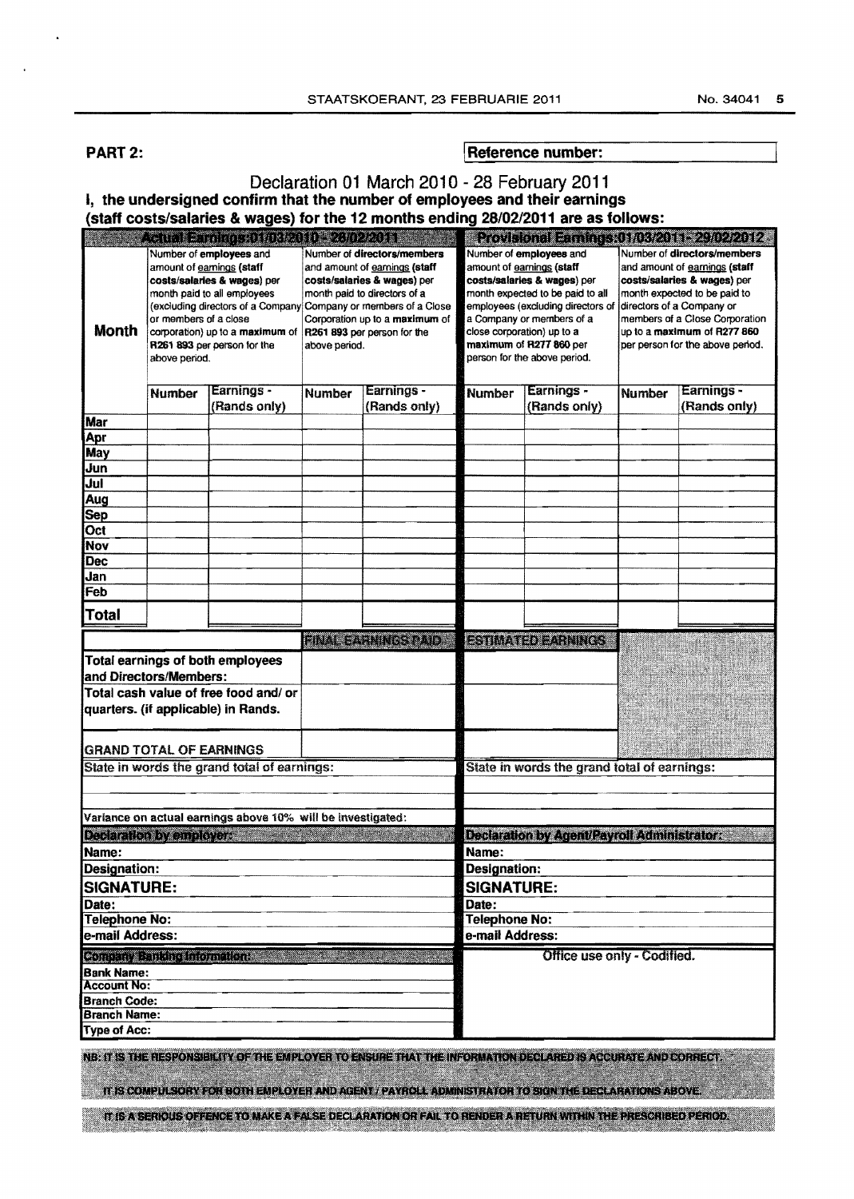**PART 2:**

**Reference number:**

## Declaration 01 March 2010 - 28 February 2011

**I, the undersigned confirm that the number of employees and their earnings (staff costs/salaries & wages) for the 12 months ending 28/02/2011 are as follows:**

| Month | Actual Earnings:01/03/2010 - 28/02/2011 | | | | Provisional Earnings:01/03/2011 - 29/02/2012 | | | |
|---|---|---|---|---|---|---|---|---|
| | Number of **employees** and amount of earnings **(staff costs/salaries & wages)** per month paid to all employees (excluding directors of a Company or members of a close corporation) up to a **maximum** of **R261 893** per person for the above period. | | Number of **directors/members** and amount of earnings **(staff costs/salaries & wages)** per month paid to directors of a Company or members of a Close Corporation up to a **maximum** of **R261 893** per person for the above period. | | Number of **employees** and amount of earnings **(staff costs/salaries & wages)** per month expected to be paid to all employees (excluding directors of a Company or members of a close corporation) up to a **maximum** of **R277 860** per person for the above period. | | Number of **directors/members** and amount of earnings **(staff costs/salaries & wages)** per month expected to be paid to directors of a Company or members of a Close Corporation up to a **maximum** of **R277 860** per person for the above period. | |
| | Number | Earnings - (Rands only) | Number | Earnings - (Rands only) | Number | Earnings - (Rands only) | Number | Earnings - (Rands only) |
| Mar | | | | | | | | |
| Apr | | | | | | | | |
| May | | | | | | | | |
| Jun | | | | | | | | |
| Jul | | | | | | | | |
| Aug | | | | | | | | |
| Sep | | | | | | | | |
| Oct | | | | | | | | |
| Nov | | | | | | | | |
| Dec | | | | | | | | |
| Jan | | | | | | | | |
| Feb | | | | | | | | |
| **Total** | | | | | | | | |

| | FINAL EARNINGS PAID | ESTIMATED EARNINGS |
|---|---|---|
| **Total earnings of both employees and Directors/Members:** | | |
| **Total cash value of free food and/ or quarters. (if applicable) in Rands.** | | |
| **GRAND TOTAL OF EARNINGS** | | |

| | |
|---|---|
| State in words the grand total of earnings: | State in words the grand total of earnings: |
| Variance on actual earnings above 10% will be investigated: | |
| **Declaration by employer:** | **Declaration by Agent/Payroll Administrator:** |
| **Name:** | **Name:** |
| **Designation:** | **Designation:** |
| **SIGNATURE:** | **SIGNATURE:** |
| **Date:** | **Date:** |
| **Telephone No:** | **Telephone No:** |
| **e-mail Address:** | **e-mail Address:** |
| **Company Banking Information:** | Office use only - Codified. |
| **Bank Name:** | |
| **Account No:** | |
| **Branch Code:** | |
| **Branch Name:** | |
| **Type of Acc:** | |

NB: IT IS THE RESPONSIBILITY OF THE EMPLOYER TO ENSURE THAT THE INFORMATION DECLARED IS ACCURATE AND CORRECT.

IT IS COMPULSORY FOR BOTH EMPLOYER AND AGENT / PAYROLL ADMINISTRATOR TO SIGN THE DECLARATIONS ABOVE.

IT IS A SERIOUS OFFENCE TO MAKE A FALSE DECLARATION OR FAIL TO RENDER A RETURN WITHIN THE PRESCRIBED PERIOD.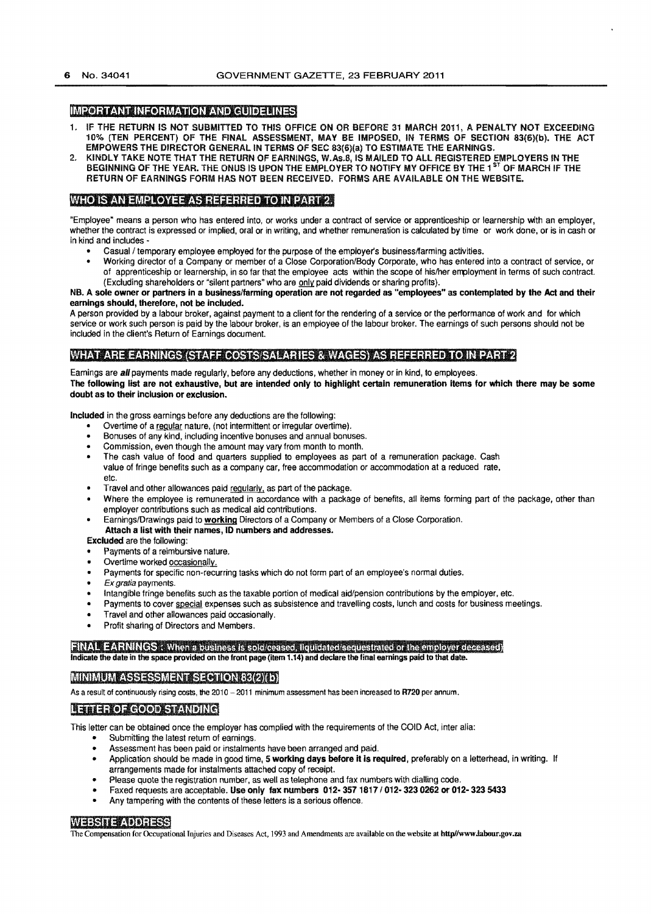## IMPORTANT INFORMATION AND GUIDELINES

1. IF THE RETURN IS NOT SUBMITTED TO THIS OFFICE ON OR BEFORE 31 MARCH 2011, A PENALTY NOT EXCEEDING 10% (TEN PERCENT) OF THE FINAL ASSESSMENT, MAY BE IMPOSED, IN TERMS OF SECTION 83(6)(b). THE ACT EMPOWERS THE DIRECTOR GENERAL IN TERMS OF SEC 83(6)(a) TO ESTIMATE THE EARNINGS.
2. KINDLY TAKE NOTE THAT THE RETURN OF EARNINGS, W.As.8, IS MAILED TO ALL REGISTERED EMPLOYERS IN THE BEGINNING OF THE YEAR. THE ONUS IS UPON THE EMPLOYER TO NOTIFY MY OFFICE BY THE 1[ST] OF MARCH IF THE RETURN OF EARNINGS FORM HAS NOT BEEN RECEIVED. FORMS ARE AVAILABLE ON THE WEBSITE.

## WHO IS AN EMPLOYEE AS REFERRED TO IN PART 2.

"Employee" means a person who has entered into, or works under a contract of service or apprenticeship or learnership with an employer, whether the contract is expressed or implied, oral or in writing, and whether remuneration is calculated by time or work done, or is in cash or in kind and includes -

- Casual / temporary employee employed for the purpose of the employer's business/farming activities.
- Working director of a Company or member of a Close Corporation/Body Corporate, who has entered into a contract of service, or of apprenticeship or learnership, in so far that the employee acts within the scope of his/her employment in terms of such contract. (Excluding shareholders or "silent partners" who are only paid dividends or sharing profits).

**NB. A sole owner or partners in a business/farming operation are not regarded as "employees" as contemplated by the Act and their earnings should, therefore, not be included.**

A person provided by a labour broker, against payment to a client for the rendering of a service or the performance of work and for which service or work such person is paid by the labour broker, is an employee of the labour broker. The earnings of such persons should not be included in the client's Return of Earnings document.

## WHAT ARE EARNINGS (STAFF COSTS/SALARIES & WAGES) AS REFERRED TO IN PART 2

Earnings are ***all*** payments made regularly, before any deductions, whether in money or in kind, to employees.

**The following list are not exhaustive, but are intended only to highlight certain remuneration items for which there may be some doubt as to their inclusion or exclusion.**

**Included** in the gross earnings before any deductions are the following:

- Overtime of a regular nature, (not intermittent or irregular overtime).
- Bonuses of any kind, including incentive bonuses and annual bonuses.
- Commission, even though the amount may vary from month to month.
- The cash value of food and quarters supplied to employees as part of a remuneration package. Cash value of fringe benefits such as a company car, free accommodation or accommodation at a reduced rate, etc.
- Travel and other allowances paid regularly, as part of the package.
- Where the employee is remunerated in accordance with a package of benefits, all items forming part of the package, other than employer contributions such as medical aid contributions.
- Earnings/Drawings paid to **working** Directors of a Company or Members of a Close Corporation.
  **Attach a list with their names, ID numbers and addresses.**

**Excluded** are the following:

- Payments of a reimbursive nature.
- Overtime worked occasionally.
- Payments for specific non-recurring tasks which do not form part of an employee's normal duties.
- *Ex gratia* payments.
- Intangible fringe benefits such as the taxable portion of medical aid/pension contributions by the employer, etc.
- Payments to cover special expenses such as subsistence and travelling costs, lunch and costs for business meetings.
- Travel and other allowances paid occasionally.
- Profit sharing of Directors and Members.

## FINAL EARNINGS : When a business is sold/ceased, liquidated/sequestrated or the employer deceased)

**Indicate the date in the space provided on the front page (item 1.14) and declare the final earnings paid to that date.**

## MINIMUM ASSESSMENT SECTION 83(2)(b)

As a result of continuously rising costs, the 2010 – 2011 minimum assessment has been increased to **R720** per annum.

## LETTER OF GOOD STANDING

This letter can be obtained once the employer has complied with the requirements of the COID Act, inter alia:

- Submitting the latest return of earnings.
- Assessment has been paid or instalments have been arranged and paid.
- Application should be made in good time, **5 working days before it is required**, preferably on a letterhead, in writing. If arrangements made for instalments attached copy of receipt.
- Please quote the registration number, as well as telephone and fax numbers with dialling code.
- Faxed requests are acceptable. **Use only fax numbers 012- 357 1817 / 012- 323 0262 or 012- 323 5433**
- Any tampering with the contents of these letters is a serious offence.

## WEBSITE ADDRESS

The Compensation for Occupational Injuries and Diseases Act, 1993 and Amendments are available on the website at **http//www.labour.gov.za**